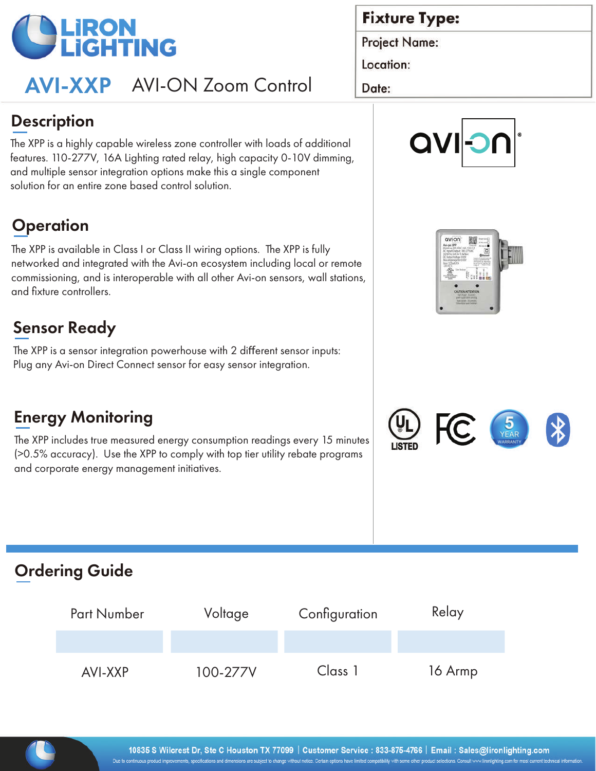# AVI-XXP AVI-ON Zoom Control

| Fixture Type: |
| --- |
| Project Name: |
| Location: |
| Date: |

## Description

The XPP is a highly capable wireless zone controller with loads of additional features. 110-277V, 16A Lighting rated relay, high capacity 0-10V dimming, and multiple sensor integration options make this a single component solution for an entire zone based control solution.

## Operation

The XPP is available in Class I or Class II wiring options. The XPP is fully networked and integrated with the Avi-on ecosystem including local or remote commissioning, and is interoperable with all other Avi-on sensors, wall stations, and fixture controllers.

## Sensor Ready

The XPP is a sensor integration powerhouse with 2 different sensor inputs: Plug any Avi-on Direct Connect sensor for easy sensor integration.

## Energy Monitoring

The XPP includes true measured energy consumption readings every 15 minutes (>0.5% accuracy). Use the XPP to comply with top tier utility rebate programs and corporate energy management initiatives.

## Ordering Guide

| Part Number | Voltage | Configuration | Relay |
| --- | --- | --- | --- |
| AVI-XXP | 100-277V | Class 1 | 16 Armp |

10835 S Wilcrest Dr, Ste C Houston TX 77099 | Customer Service : 833-875-4766 | Email : Sales@lironlighting.com

Due to continuous product improvements, specifications and dimensions are subject to change without notice. Certain options have limited compatibility with some other product selections. Consult www.lironlighting.com for most current technical information.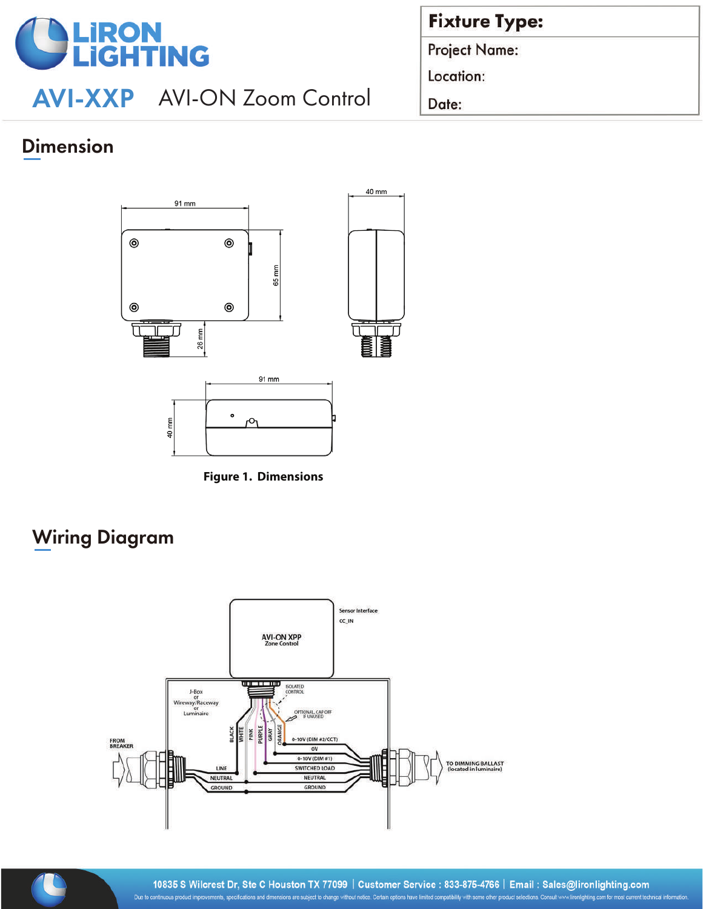LIRON LIGHTING

# AVI-XXP AVI-ON Zoom Control

| Fixture Type: |
| --- |
| Project Name: |
| Location: |
| Date: |

## Dimension

91 mm

65 mm

26 mm

40 mm

91 mm

40 mm

**Figure 1. Dimensions**

## Wiring Diagram

AVI-ON XPP
Zone Control

Sensor Interface
CC_IN

J-Box
or
Wireway/Raceway
or
Luminaire

ISOLATED
CONTROL

OPTIONAL, CAP OFF
IF UNUSED

BLACK
WHITE
PINK
PURPLE
GRAY
ORANGE

FROM
BREAKER

LINE
NEUTRAL
GROUND

0-10V (DIM #2/CCT)
0V
0-10V (DIM #1)
SWITCHED LOAD
NEUTRAL
GROUND

TO DIMMING BALLAST
(located in luminaire)

10835 S Wilcrest Dr, Ste C Houston TX 77099 | Customer Service : 833-875-4766 | Email : Sales@lironlighting.com

Due to continuous product improvements, specifications and dimensions are subject to change without notice. Certain options have limited compatibility with some other product selections. Consult www.lironlighting.com for most current technical information.